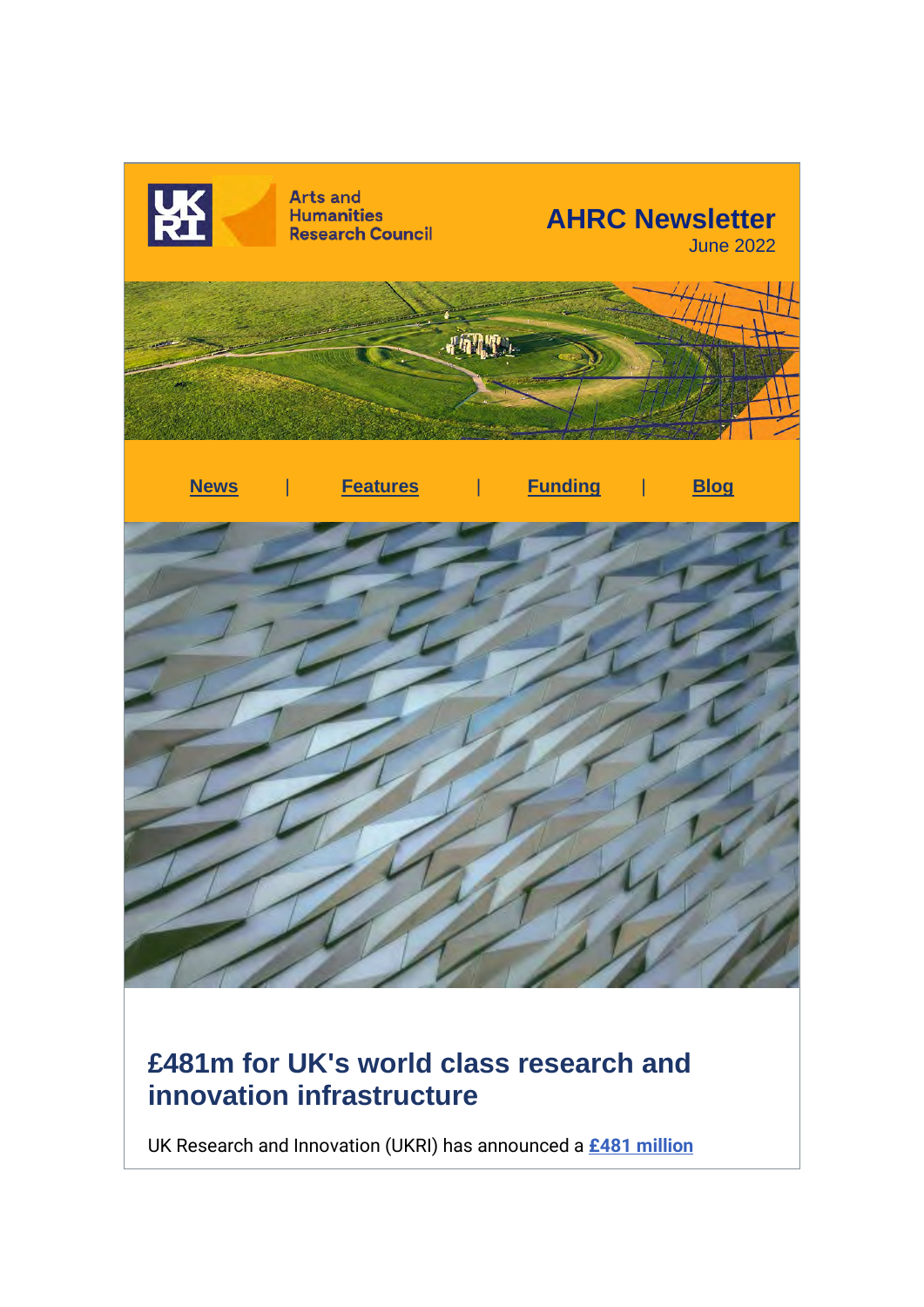Arts and Humanities Research Council

# AHRC Newsletter

June 2022

News | Features | Funding | Blog

## £481m for UK's world class research and innovation infrastructure

UK Research and Innovation (UKRI) has announced a **£481 million**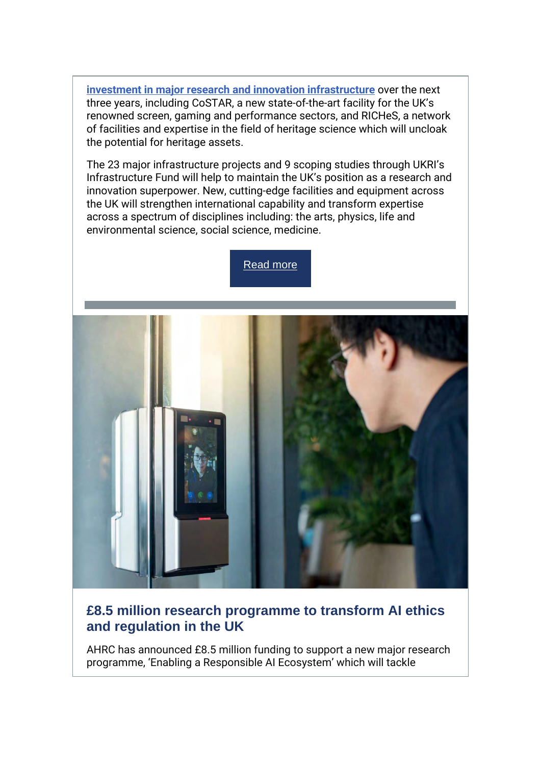**investment in major research and innovation infrastructure** over the next three years, including CoSTAR, a new state-of-the-art facility for the UK's renowned screen, gaming and performance sectors, and RICHeS, a network of facilities and expertise in the field of heritage science which will uncloak the potential for heritage assets.

The 23 major infrastructure projects and 9 scoping studies through UKRI's Infrastructure Fund will help to maintain the UK's position as a research and innovation superpower. New, cutting-edge facilities and equipment across the UK will strengthen international capability and transform expertise across a spectrum of disciplines including: the arts, physics, life and environmental science, social science, medicine.

Read more

## £8.5 million research programme to transform AI ethics and regulation in the UK

AHRC has announced £8.5 million funding to support a new major research programme, 'Enabling a Responsible AI Ecosystem' which will tackle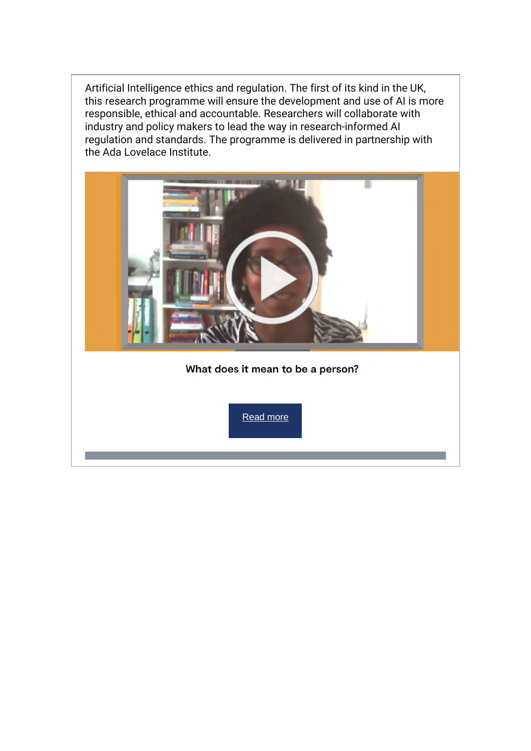Artificial Intelligence ethics and regulation. The first of its kind in the UK, this research programme will ensure the development and use of AI is more responsible, ethical and accountable. Researchers will collaborate with industry and policy makers to lead the way in research-informed AI regulation and standards. The programme is delivered in partnership with the Ada Lovelace Institute.

**What does it mean to be a person?**

Read more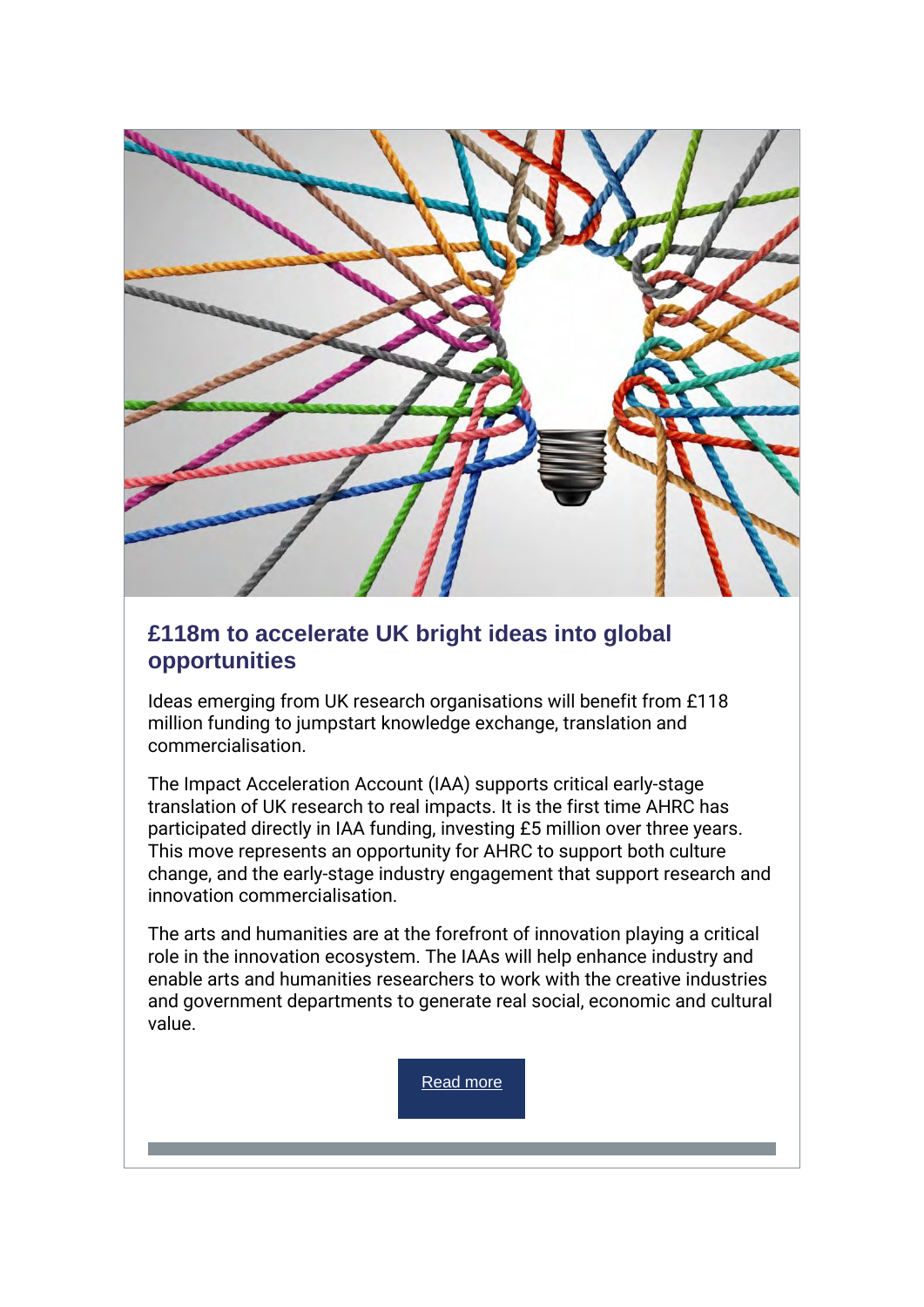## £118m to accelerate UK bright ideas into global opportunities

Ideas emerging from UK research organisations will benefit from £118 million funding to jumpstart knowledge exchange, translation and commercialisation.

The Impact Acceleration Account (IAA) supports critical early-stage translation of UK research to real impacts. It is the first time AHRC has participated directly in IAA funding, investing £5 million over three years. This move represents an opportunity for AHRC to support both culture change, and the early-stage industry engagement that support research and innovation commercialisation.

The arts and humanities are at the forefront of innovation playing a critical role in the innovation ecosystem. The IAAs will help enhance industry and enable arts and humanities researchers to work with the creative industries and government departments to generate real social, economic and cultural value.

Read more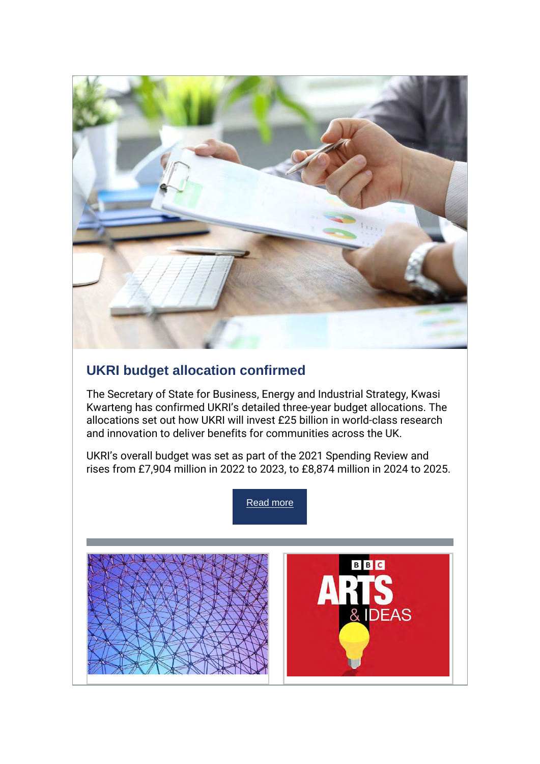## UKRI budget allocation confirmed

The Secretary of State for Business, Energy and Industrial Strategy, Kwasi Kwarteng has confirmed UKRI's detailed three-year budget allocations. The allocations set out how UKRI will invest £25 billion in world-class research and innovation to deliver benefits for communities across the UK.

UKRI's overall budget was set as part of the 2021 Spending Review and rises from £7,904 million in 2022 to 2023, to £8,874 million in 2024 to 2025.

Read more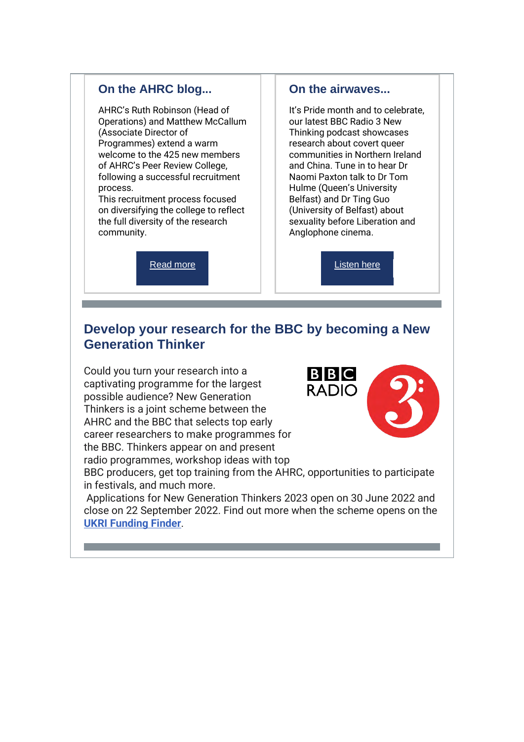## On the AHRC blog...

AHRC's Ruth Robinson (Head of Operations) and Matthew McCallum (Associate Director of Programmes) extend a warm welcome to the 425 new members of AHRC's Peer Review College, following a successful recruitment process.
This recruitment process focused on diversifying the college to reflect the full diversity of the research community.

Read more

## On the airwaves...

It's Pride month and to celebrate, our latest BBC Radio 3 New Thinking podcast showcases research about covert queer communities in Northern Ireland and China. Tune in to hear Dr Naomi Paxton talk to Dr Tom Hulme (Queen's University Belfast) and Dr Ting Guo (University of Belfast) about sexuality before Liberation and Anglophone cinema.

Listen here

## Develop your research for the BBC by becoming a New Generation Thinker

Could you turn your research into a captivating programme for the largest possible audience? New Generation Thinkers is a joint scheme between the AHRC and the BBC that selects top early career researchers to make programmes for the BBC. Thinkers appear on and present radio programmes, workshop ideas with top BBC producers, get top training from the AHRC, opportunities to participate in festivals, and much more.

Applications for New Generation Thinkers 2023 open on 30 June 2022 and close on 22 September 2022. Find out more when the scheme opens on the **UKRI Funding Finder**.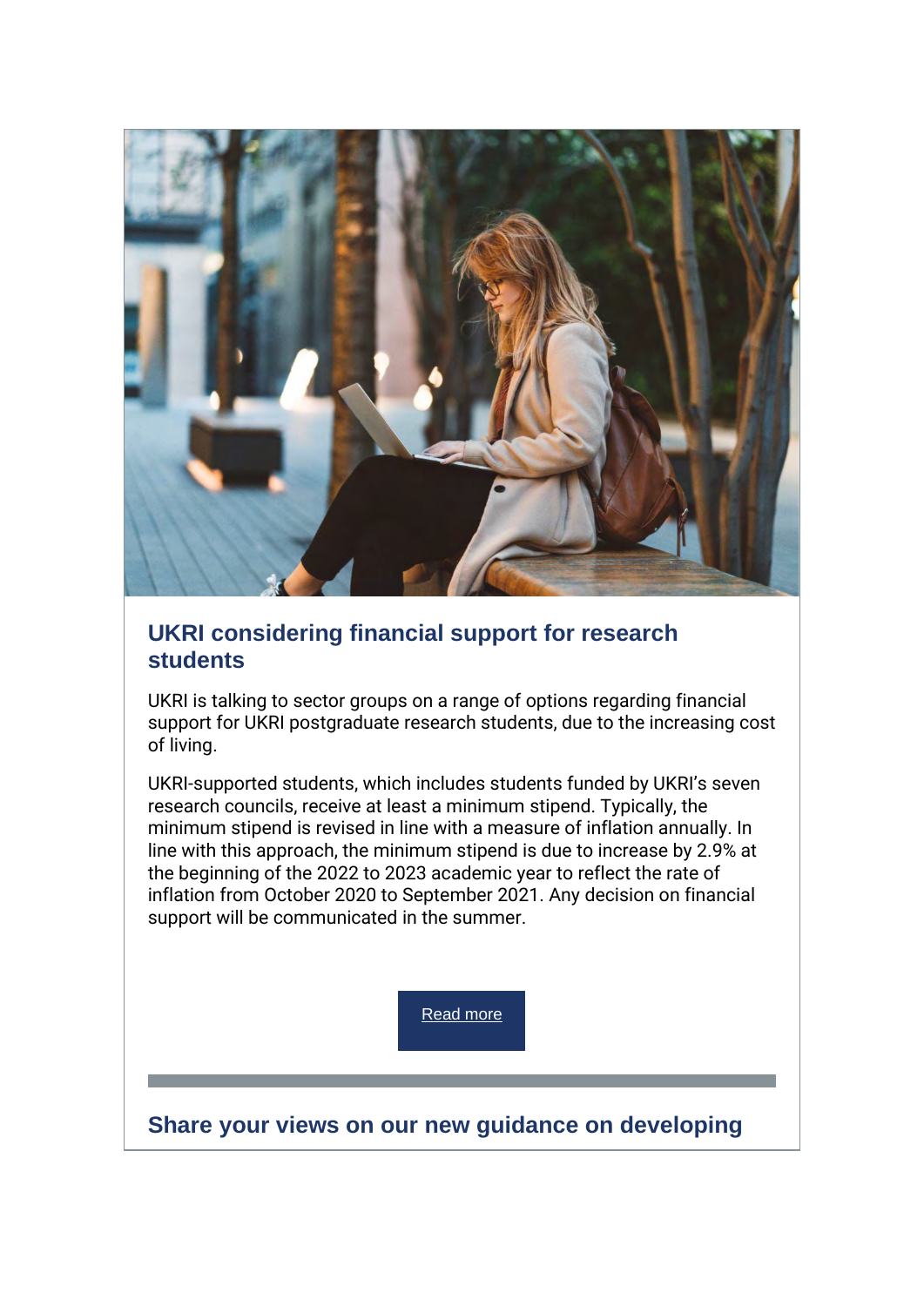## UKRI considering financial support for research students

UKRI is talking to sector groups on a range of options regarding financial support for UKRI postgraduate research students, due to the increasing cost of living.

UKRI-supported students, which includes students funded by UKRI's seven research councils, receive at least a minimum stipend. Typically, the minimum stipend is revised in line with a measure of inflation annually. In line with this approach, the minimum stipend is due to increase by 2.9% at the beginning of the 2022 to 2023 academic year to reflect the rate of inflation from October 2020 to September 2021. Any decision on financial support will be communicated in the summer.

Read more

## Share your views on our new guidance on developing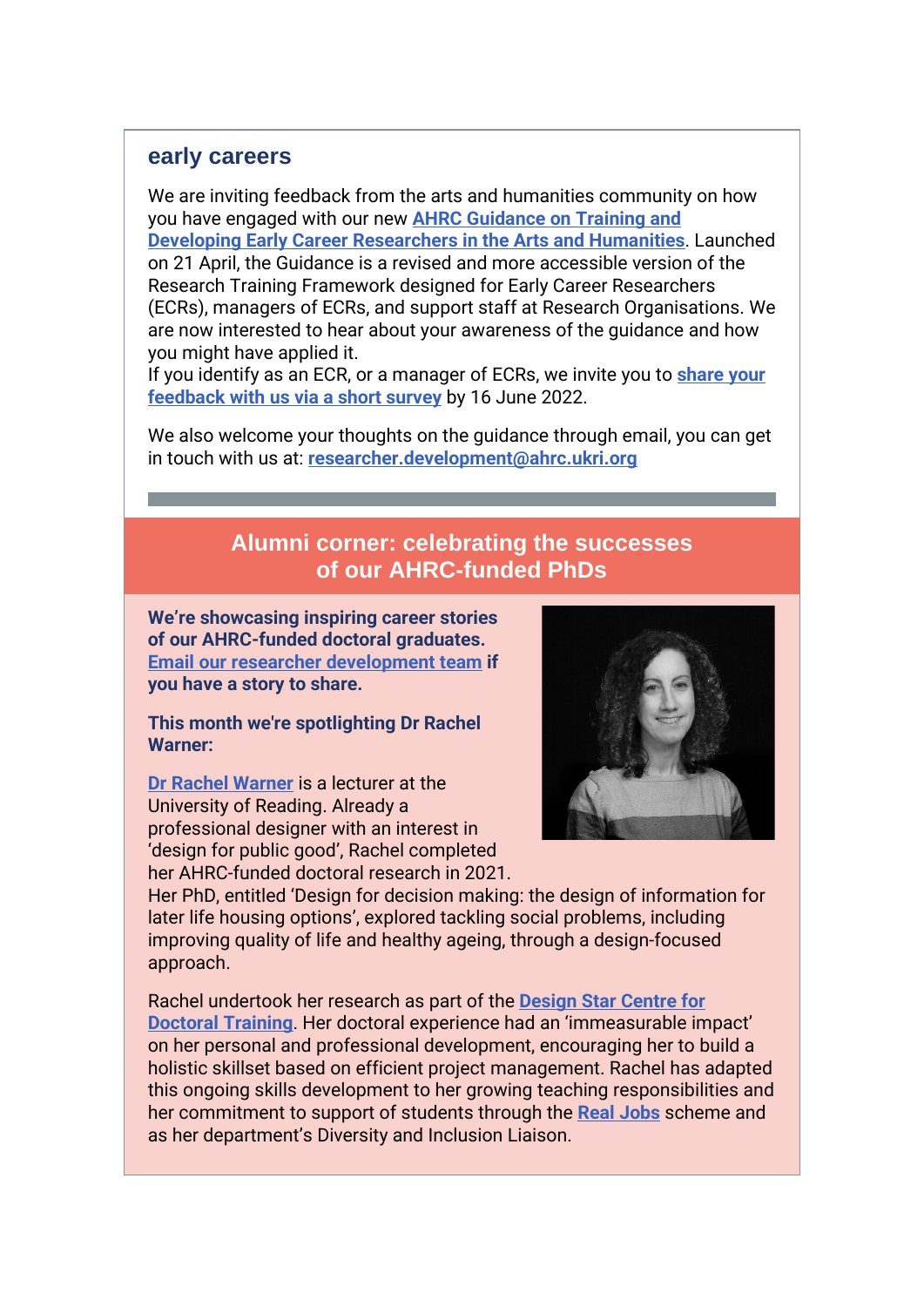## early careers

We are inviting feedback from the arts and humanities community on how you have engaged with our new **AHRC Guidance on Training and Developing Early Career Researchers in the Arts and Humanities**. Launched on 21 April, the Guidance is a revised and more accessible version of the Research Training Framework designed for Early Career Researchers (ECRs), managers of ECRs, and support staff at Research Organisations. We are now interested to hear about your awareness of the guidance and how you might have applied it.
If you identify as an ECR, or a manager of ECRs, we invite you to **share your feedback with us via a short survey** by 16 June 2022.

We also welcome your thoughts on the guidance through email, you can get in touch with us at: **researcher.development@ahrc.ukri.org**

---

## Alumni corner: celebrating the successes of our AHRC-funded PhDs

**We're showcasing inspiring career stories of our AHRC-funded doctoral graduates. Email our researcher development team if you have a story to share.**

**This month we're spotlighting Dr Rachel Warner:**

Dr Rachel Warner is a lecturer at the University of Reading. Already a professional designer with an interest in 'design for public good', Rachel completed her AHRC-funded doctoral research in 2021. Her PhD, entitled 'Design for decision making: the design of information for later life housing options', explored tackling social problems, including improving quality of life and healthy ageing, through a design-focused approach.

Rachel undertook her research as part of the Design Star Centre for Doctoral Training. Her doctoral experience had an 'immeasurable impact' on her personal and professional development, encouraging her to build a holistic skillset based on efficient project management. Rachel has adapted this ongoing skills development to her growing teaching responsibilities and her commitment to support of students through the Real Jobs scheme and as her department's Diversity and Inclusion Liaison.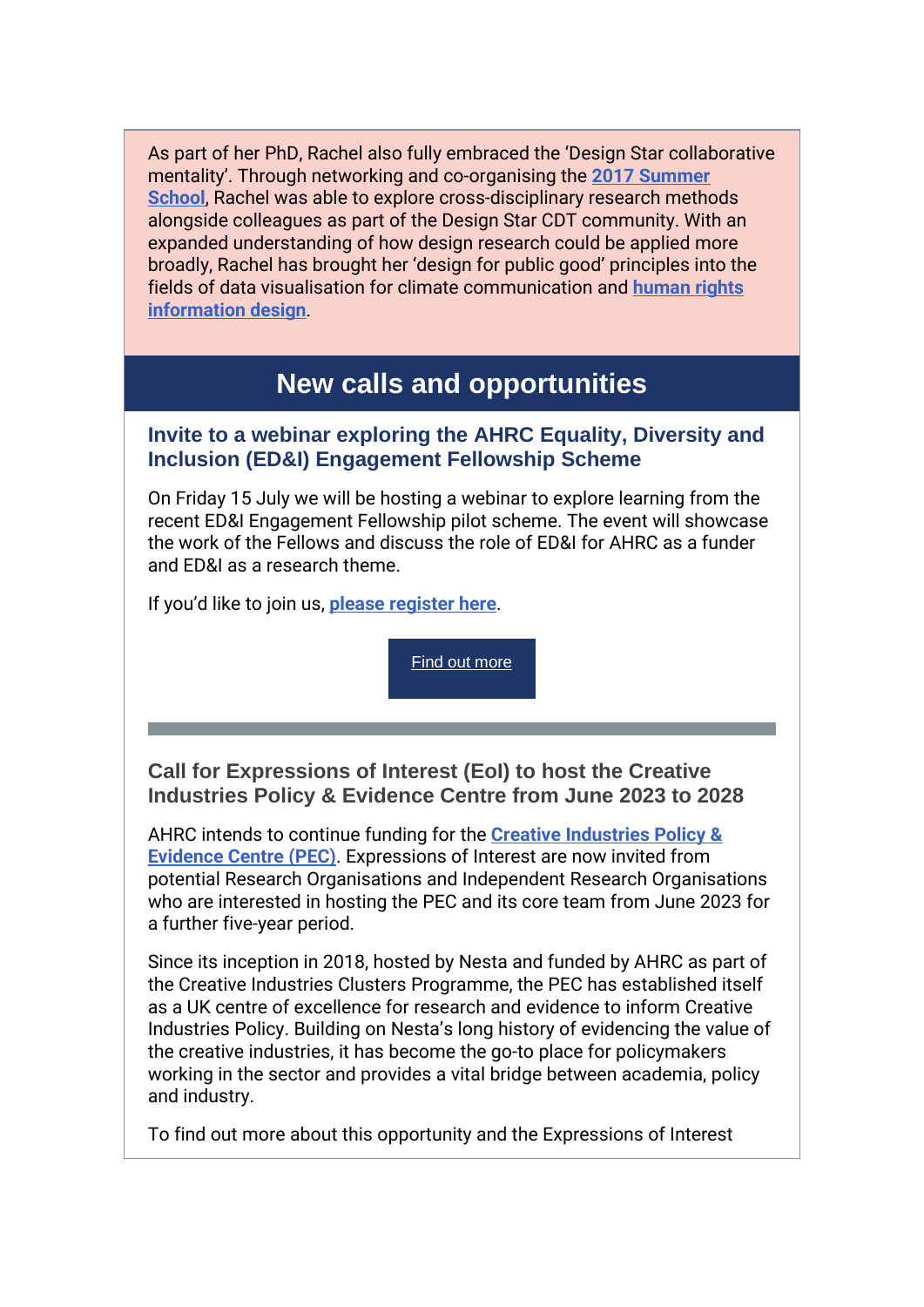As part of her PhD, Rachel also fully embraced the 'Design Star collaborative mentality'. Through networking and co-organising the **2017 Summer School**, Rachel was able to explore cross-disciplinary research methods alongside colleagues as part of the Design Star CDT community. With an expanded understanding of how design research could be applied more broadly, Rachel has brought her 'design for public good' principles into the fields of data visualisation for climate communication and **human rights information design**.

## New calls and opportunities

### Invite to a webinar exploring the AHRC Equality, Diversity and Inclusion (ED&I) Engagement Fellowship Scheme

On Friday 15 July we will be hosting a webinar to explore learning from the recent ED&I Engagement Fellowship pilot scheme. The event will showcase the work of the Fellows and discuss the role of ED&I for AHRC as a funder and ED&I as a research theme.

If you'd like to join us, **please register here**.

Find out more

### Call for Expressions of Interest (EoI) to host the Creative Industries Policy & Evidence Centre from June 2023 to 2028

AHRC intends to continue funding for the **Creative Industries Policy & Evidence Centre (PEC)**. Expressions of Interest are now invited from potential Research Organisations and Independent Research Organisations who are interested in hosting the PEC and its core team from June 2023 for a further five-year period.

Since its inception in 2018, hosted by Nesta and funded by AHRC as part of the Creative Industries Clusters Programme, the PEC has established itself as a UK centre of excellence for research and evidence to inform Creative Industries Policy. Building on Nesta's long history of evidencing the value of the creative industries, it has become the go-to place for policymakers working in the sector and provides a vital bridge between academia, policy and industry.

To find out more about this opportunity and the Expressions of Interest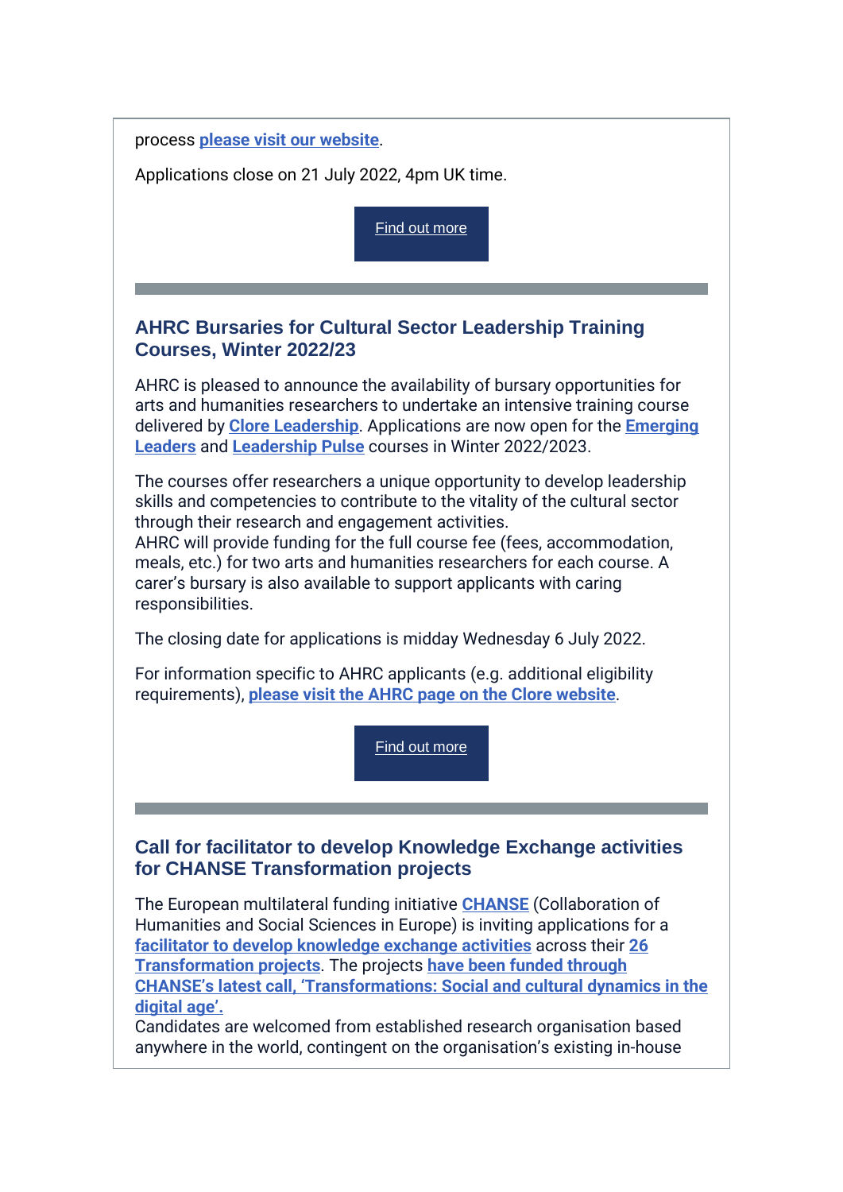process **please visit our website**.

Applications close on 21 July 2022, 4pm UK time.

Find out more

---

## AHRC Bursaries for Cultural Sector Leadership Training Courses, Winter 2022/23

AHRC is pleased to announce the availability of bursary opportunities for arts and humanities researchers to undertake an intensive training course delivered by **Clore Leadership**. Applications are now open for the **Emerging Leaders** and **Leadership Pulse** courses in Winter 2022/2023.

The courses offer researchers a unique opportunity to develop leadership skills and competencies to contribute to the vitality of the cultural sector through their research and engagement activities.
AHRC will provide funding for the full course fee (fees, accommodation, meals, etc.) for two arts and humanities researchers for each course. A carer's bursary is also available to support applicants with caring responsibilities.

The closing date for applications is midday Wednesday 6 July 2022.

For information specific to AHRC applicants (e.g. additional eligibility requirements), **please visit the AHRC page on the Clore website**.

Find out more

---

## Call for facilitator to develop Knowledge Exchange activities for CHANSE Transformation projects

The European multilateral funding initiative **CHANSE** (Collaboration of Humanities and Social Sciences in Europe) is inviting applications for a **facilitator to develop knowledge exchange activities** across their **26 Transformation projects**. The projects **have been funded through CHANSE's latest call, 'Transformations: Social and cultural dynamics in the digital age'.**
Candidates are welcomed from established research organisation based anywhere in the world, contingent on the organisation's existing in-house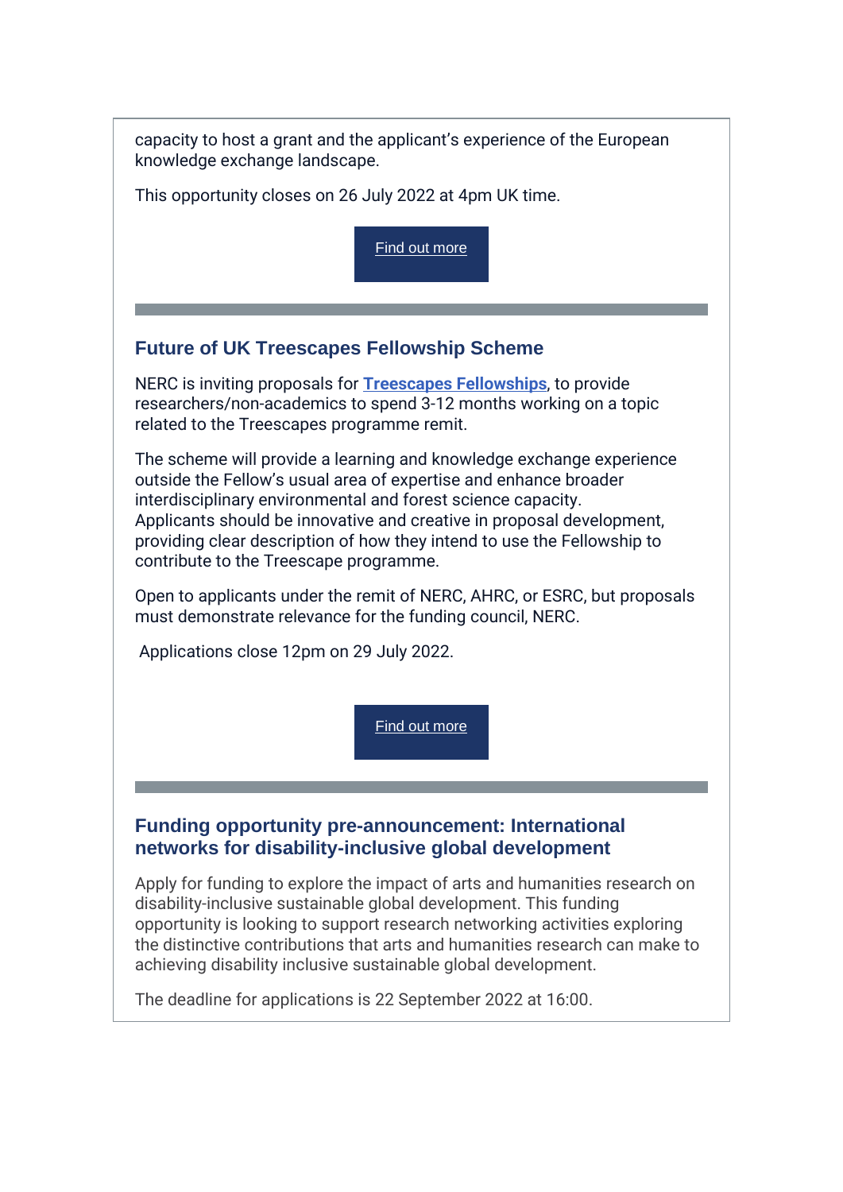capacity to host a grant and the applicant's experience of the European knowledge exchange landscape.

This opportunity closes on 26 July 2022 at 4pm UK time.

Find out more

---

## Future of UK Treescapes Fellowship Scheme

NERC is inviting proposals for **Treescapes Fellowships**, to provide researchers/non-academics to spend 3-12 months working on a topic related to the Treescapes programme remit.

The scheme will provide a learning and knowledge exchange experience outside the Fellow's usual area of expertise and enhance broader interdisciplinary environmental and forest science capacity. Applicants should be innovative and creative in proposal development, providing clear description of how they intend to use the Fellowship to contribute to the Treescape programme.

Open to applicants under the remit of NERC, AHRC, or ESRC, but proposals must demonstrate relevance for the funding council, NERC.

Applications close 12pm on 29 July 2022.

Find out more

---

## Funding opportunity pre-announcement: International networks for disability-inclusive global development

Apply for funding to explore the impact of arts and humanities research on disability-inclusive sustainable global development. This funding opportunity is looking to support research networking activities exploring the distinctive contributions that arts and humanities research can make to achieving disability inclusive sustainable global development.

The deadline for applications is 22 September 2022 at 16:00.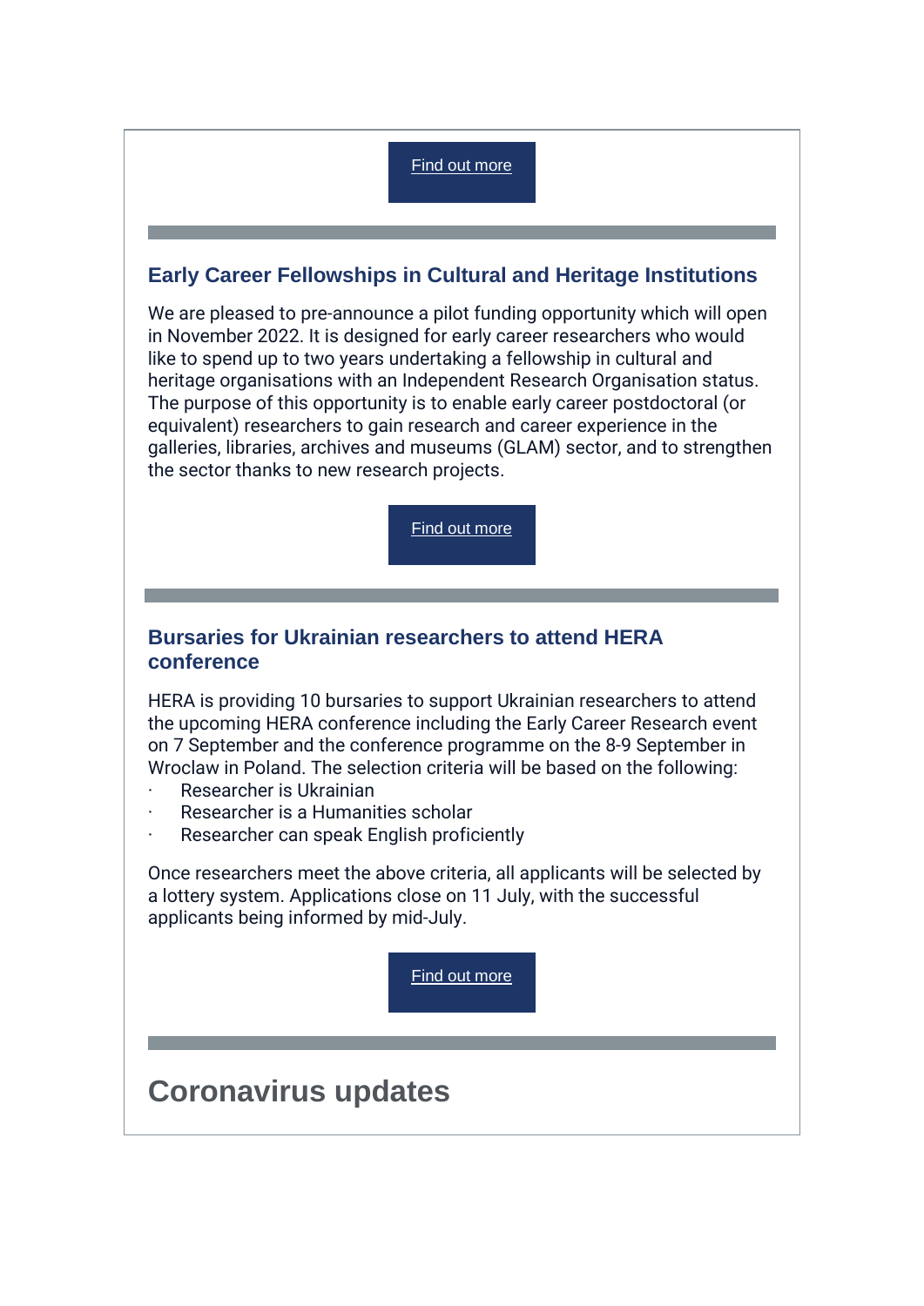Find out more

---

## Early Career Fellowships in Cultural and Heritage Institutions

We are pleased to pre-announce a pilot funding opportunity which will open in November 2022. It is designed for early career researchers who would like to spend up to two years undertaking a fellowship in cultural and heritage organisations with an Independent Research Organisation status. The purpose of this opportunity is to enable early career postdoctoral (or equivalent) researchers to gain research and career experience in the galleries, libraries, archives and museums (GLAM) sector, and to strengthen the sector thanks to new research projects.

Find out more

---

## Bursaries for Ukrainian researchers to attend HERA conference

HERA is providing 10 bursaries to support Ukrainian researchers to attend the upcoming HERA conference including the Early Career Research event on 7 September and the conference programme on the 8-9 September in Wroclaw in Poland. The selection criteria will be based on the following:

- Researcher is Ukrainian
- Researcher is a Humanities scholar
- Researcher can speak English proficiently

Once researchers meet the above criteria, all applicants will be selected by a lottery system. Applications close on 11 July, with the successful applicants being informed by mid-July.

Find out more

---

# Coronavirus updates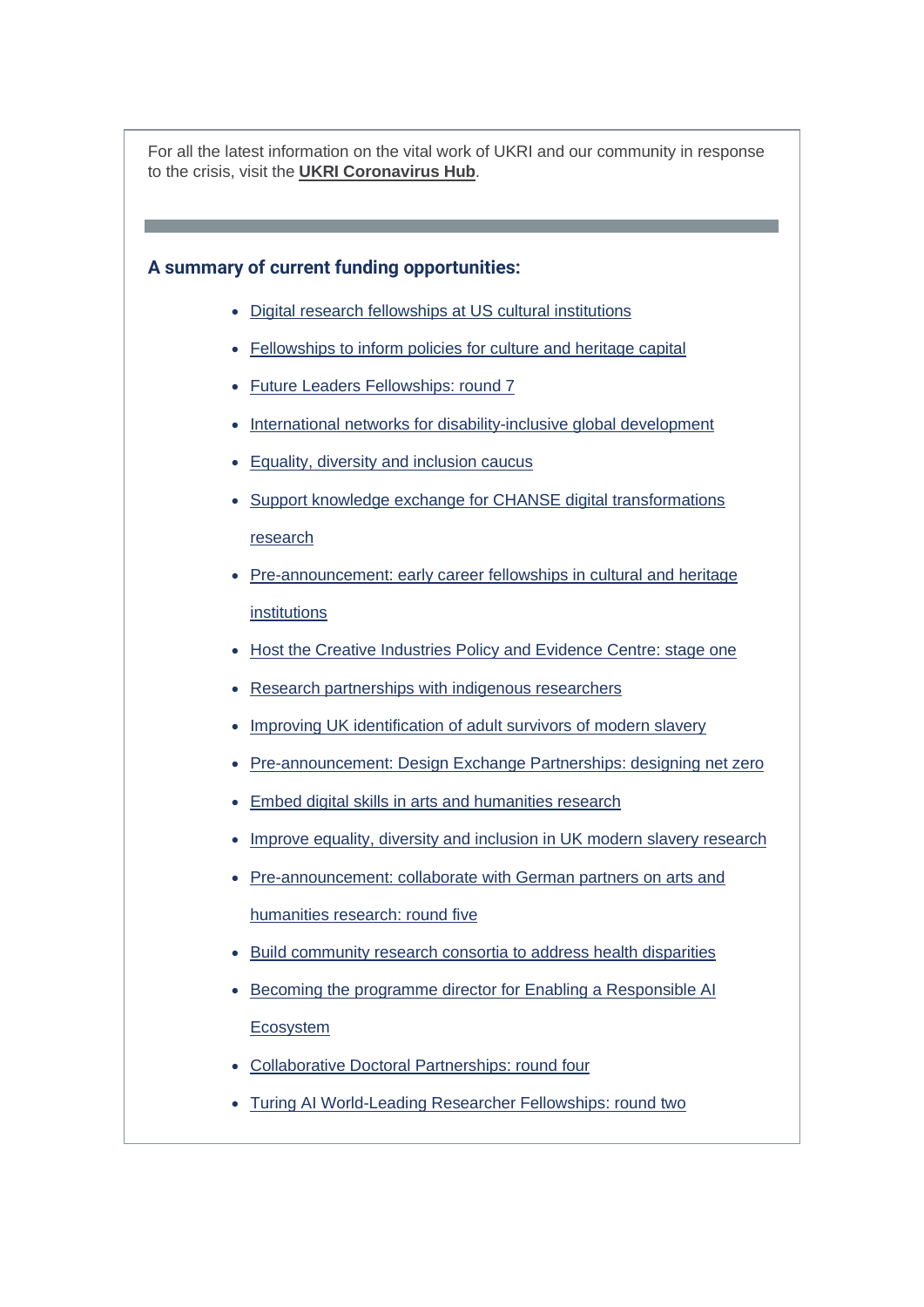For all the latest information on the vital work of UKRI and our community in response to the crisis, visit the **UKRI Coronavirus Hub**.

### A summary of current funding opportunities:

- Digital research fellowships at US cultural institutions
- Fellowships to inform policies for culture and heritage capital
- Future Leaders Fellowships: round 7
- International networks for disability-inclusive global development
- Equality, diversity and inclusion caucus
- Support knowledge exchange for CHANSE digital transformations research
- Pre-announcement: early career fellowships in cultural and heritage institutions
- Host the Creative Industries Policy and Evidence Centre: stage one
- Research partnerships with indigenous researchers
- Improving UK identification of adult survivors of modern slavery
- Pre-announcement: Design Exchange Partnerships: designing net zero
- Embed digital skills in arts and humanities research
- Improve equality, diversity and inclusion in UK modern slavery research
- Pre-announcement: collaborate with German partners on arts and humanities research: round five
- Build community research consortia to address health disparities
- Becoming the programme director for Enabling a Responsible AI Ecosystem
- Collaborative Doctoral Partnerships: round four
- Turing AI World-Leading Researcher Fellowships: round two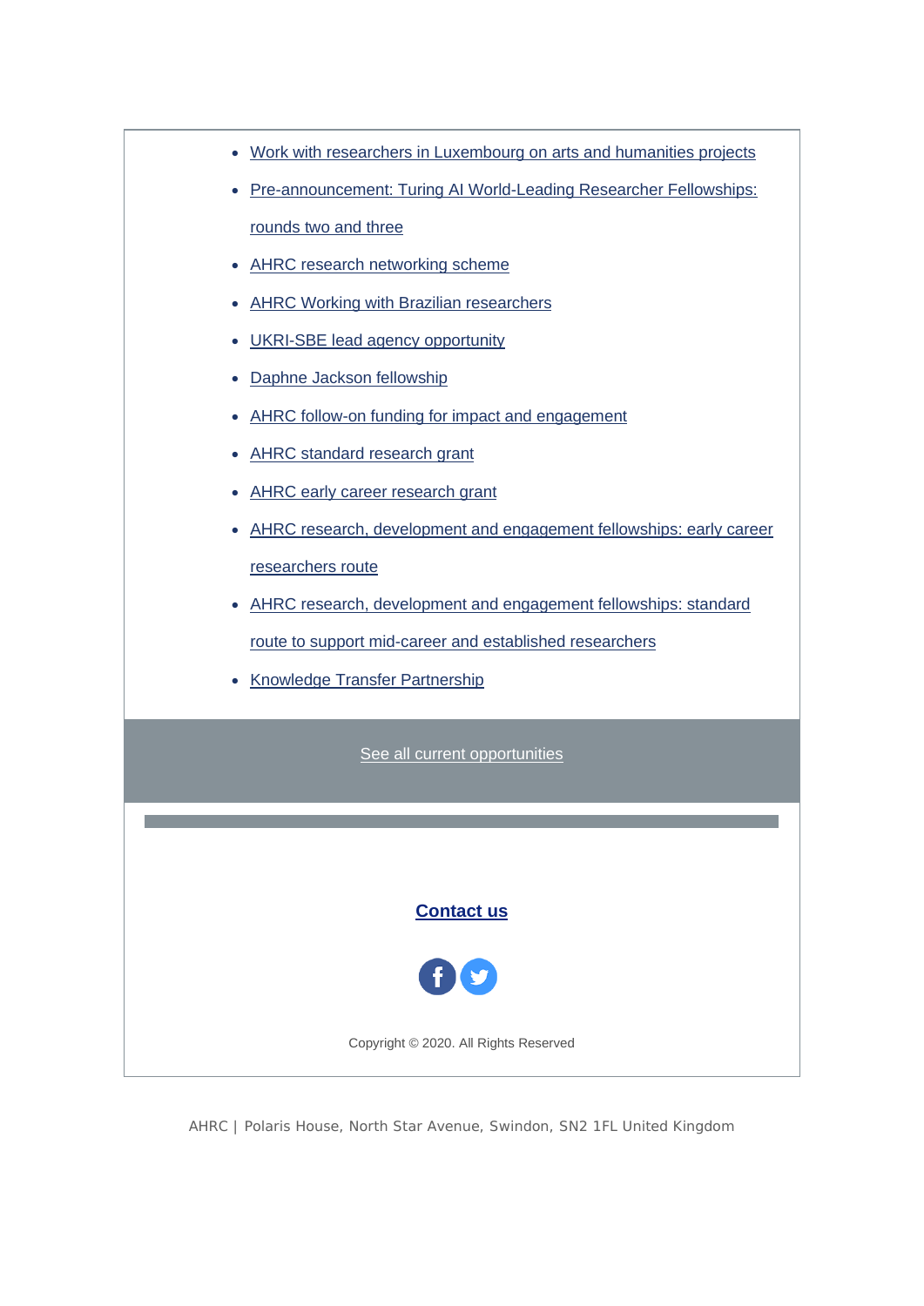- Work with researchers in Luxembourg on arts and humanities projects
- Pre-announcement: Turing AI World-Leading Researcher Fellowships: rounds two and three
- AHRC research networking scheme
- AHRC Working with Brazilian researchers
- UKRI-SBE lead agency opportunity
- Daphne Jackson fellowship
- AHRC follow-on funding for impact and engagement
- AHRC standard research grant
- AHRC early career research grant
- AHRC research, development and engagement fellowships: early career researchers route
- AHRC research, development and engagement fellowships: standard route to support mid-career and established researchers
- Knowledge Transfer Partnership

See all current opportunities

**Contact us**

Copyright © 2020. All Rights Reserved

AHRC | Polaris House, North Star Avenue, Swindon, SN2 1FL United Kingdom